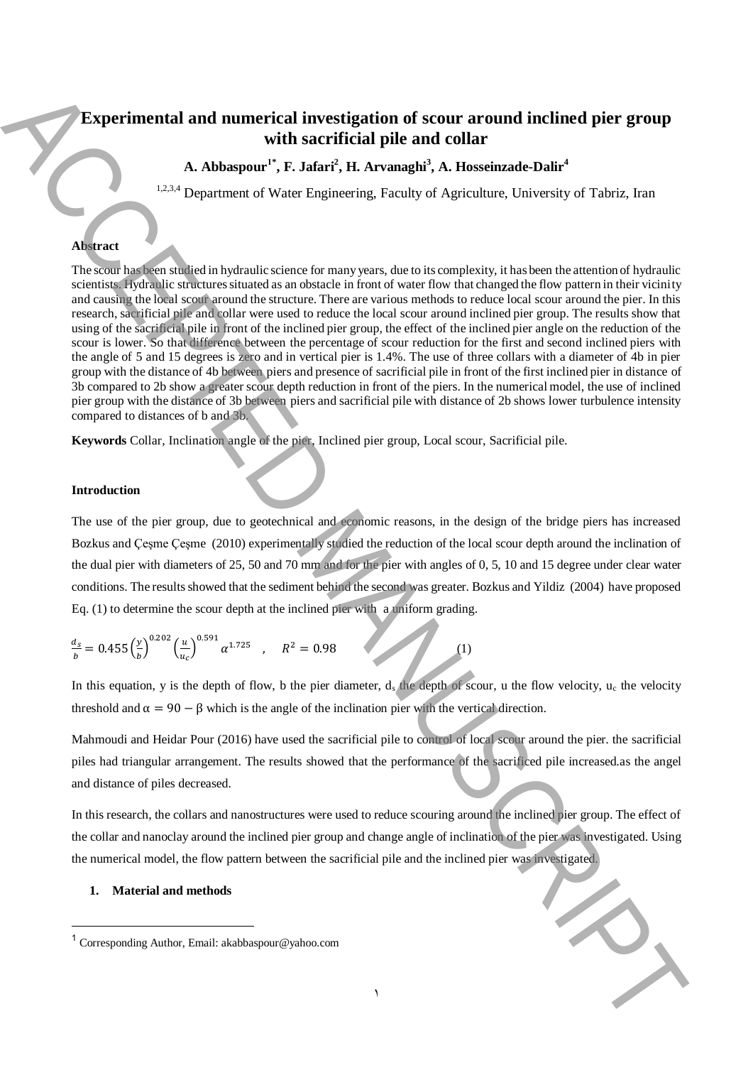# Experimental and numerical investigation of scour around inclined pier group with sacrificial pile and collar

**A. Abbaspour[1*], F. Jafari[2], H. Arvanaghi[3], A. Hosseinzade-Dalir[4]**

[1,2,3,4] Department of Water Engineering, Faculty of Agriculture, University of Tabriz, Iran

**Abstract**

The scour has been studied in hydraulic science for many years, due to its complexity, it has been the attention of hydraulic scientists. Hydraulic structures situated as an obstacle in front of water flow that changed the flow pattern in their vicinity and causing the local scour around the structure. There are various methods to reduce local scour around the pier. In this research, sacrificial pile and collar were used to reduce the local scour around inclined pier group. The results show that using of the sacrificial pile in front of the inclined pier group, the effect of the inclined pier angle on the reduction of the scour is lower. So that difference between the percentage of scour reduction for the first and second inclined piers with the angle of 5 and 15 degrees is zero and in vertical pier is 1.4%. The use of three collars with a diameter of 4b in pier group with the distance of 4b between piers and presence of sacrificial pile in front of the first inclined pier in distance of 3b compared to 2b show a greater scour depth reduction in front of the piers. In the numerical model, the use of inclined pier group with the distance of 3b between piers and sacrificial pile with distance of 2b shows lower turbulence intensity compared to distances of b and 3b.

**Keywords** Collar, Inclination angle of the pier, Inclined pier group, Local scour, Sacrificial pile.

**Introduction**

The use of the pier group, due to geotechnical and economic reasons, in the design of the bridge piers has increased Bozkus and Çeşme Çeşme (2010) experimentally studied the reduction of the local scour depth around the inclination of the dual pier with diameters of 25, 50 and 70 mm and for the pier with angles of 0, 5, 10 and 15 degree under clear water conditions. The results showed that the sediment behind the second was greater. Bozkus and Yildiz (2004) have proposed Eq. (1) to determine the scour depth at the inclined pier with a uniform grading.

$$\frac{d_s}{b} = 0.455\left(\frac{y}{b}\right)^{0.202}\left(\frac{u}{u_c}\right)^{0.591}\alpha^{1.725} \quad , \quad R^2 = 0.98 \qquad (1)$$

In this equation, y is the depth of flow, b the pier diameter, $d_s$ the depth of scour, u the flow velocity, $u_c$ the velocity threshold and $\alpha = 90 - \beta$ which is the angle of the inclination pier with the vertical direction.

Mahmoudi and Heidar Pour (2016) have used the sacrificial pile to control of local scour around the pier. the sacrificial piles had triangular arrangement. The results showed that the performance of the sacrificed pile increased.as the angel and distance of piles decreased.

In this research, the collars and nanostructures were used to reduce scouring around the inclined pier group. The effect of the collar and nanoclay around the inclined pier group and change angle of inclination of the pier was investigated. Using the numerical model, the flow pattern between the sacrificial pile and the inclined pier was investigated.

## 1. Material and methods

[1] Corresponding Author, Email: akabbaspour@yahoo.com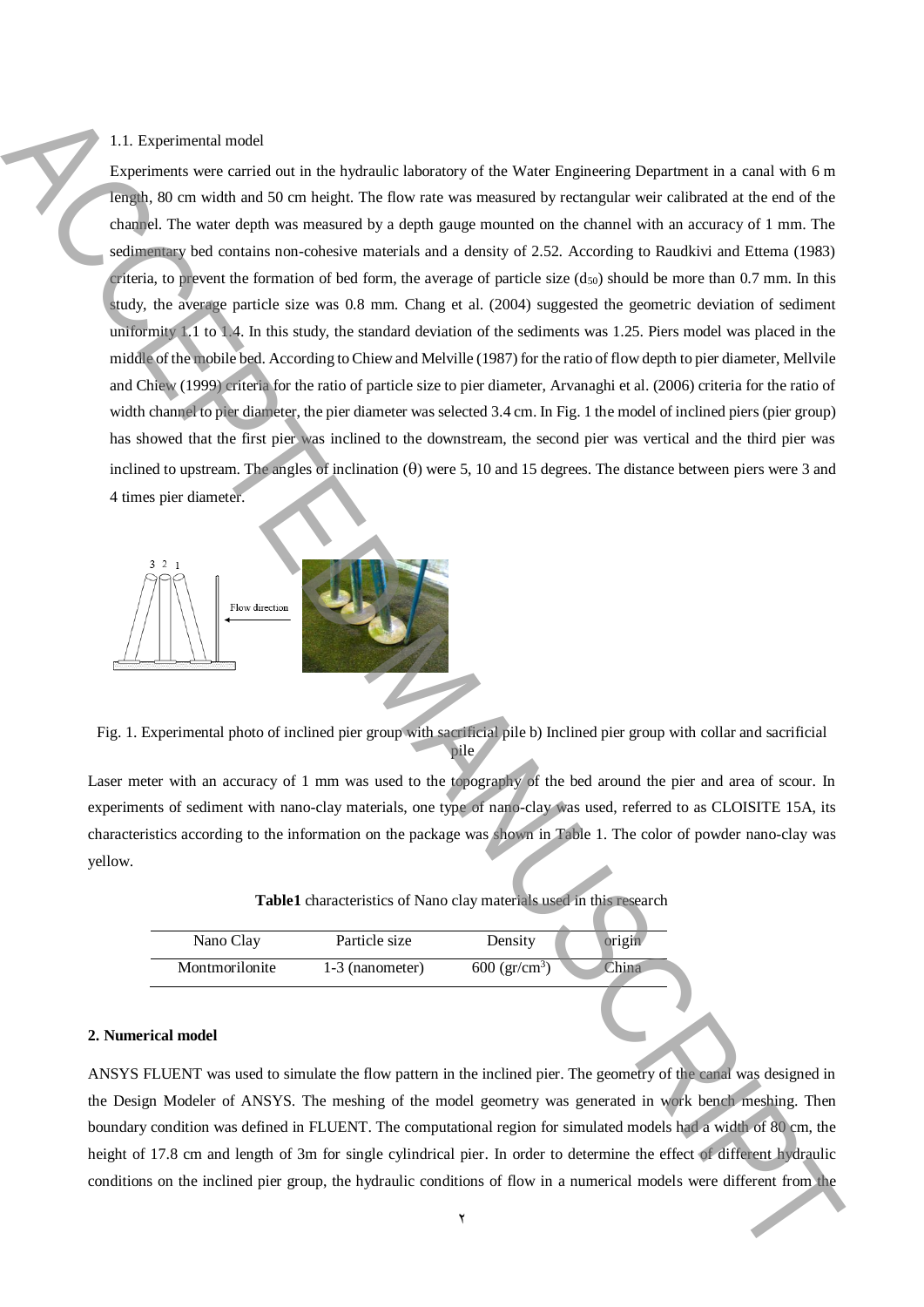1.1. Experimental model

Experiments were carried out in the hydraulic laboratory of the Water Engineering Department in a canal with 6 m length, 80 cm width and 50 cm height. The flow rate was measured by rectangular weir calibrated at the end of the channel. The water depth was measured by a depth gauge mounted on the channel with an accuracy of 1 mm. The sedimentary bed contains non-cohesive materials and a density of 2.52. According to Raudkivi and Ettema (1983) criteria, to prevent the formation of bed form, the average of particle size ($d_{50}$) should be more than 0.7 mm. In this study, the average particle size was 0.8 mm. Chang et al. (2004) suggested the geometric deviation of sediment uniformity 1.1 to 1.4. In this study, the standard deviation of the sediments was 1.25. Piers model was placed in the middle of the mobile bed. According to Chiew and Melville (1987) for the ratio of flow depth to pier diameter, Mellvile and Chiew (1999) criteria for the ratio of particle size to pier diameter, Arvanaghi et al. (2006) criteria for the ratio of width channel to pier diameter, the pier diameter was selected 3.4 cm. In Fig. 1 the model of inclined piers (pier group) has showed that the first pier was inclined to the downstream, the second pier was vertical and the third pier was inclined to upstream. The angles of inclination ($\theta$) were 5, 10 and 15 degrees. The distance between piers were 3 and 4 times pier diameter.

Fig. 1. Experimental photo of inclined pier group with sacrificial pile b) Inclined pier group with collar and sacrificial pile

Laser meter with an accuracy of 1 mm was used to the topography of the bed around the pier and area of scour. In experiments of sediment with nano-clay materials, one type of nano-clay was used, referred to as CLOISITE 15A, its characteristics according to the information on the package was shown in Table 1. The color of powder nano-clay was yellow.

**Table1** characteristics of Nano clay materials used in this research

| Nano Clay | Particle size | Density | origin |
|---|---|---|---|
| Montmorilonite | 1-3 (nanometer) | 600 ($gr/cm^3$) | China |

## 2. Numerical model

ANSYS FLUENT was used to simulate the flow pattern in the inclined pier. The geometry of the canal was designed in the Design Modeler of ANSYS. The meshing of the model geometry was generated in work bench meshing. Then boundary condition was defined in FLUENT. The computational region for simulated models had a width of 80 cm, the height of 17.8 cm and length of 3m for single cylindrical pier. In order to determine the effect of different hydraulic conditions on the inclined pier group, the hydraulic conditions of flow in a numerical models were different from the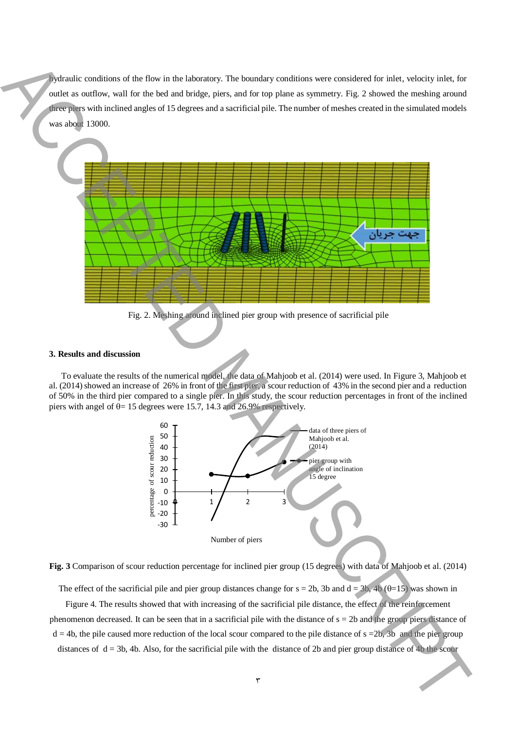hydraulic conditions of the flow in the laboratory. The boundary conditions were considered for inlet, velocity inlet, for outlet as outflow, wall for the bed and bridge, piers, and for top plane as symmetry. Fig. 2 showed the meshing around three piers with inclined angles of 15 degrees and a sacrificial pile. The number of meshes created in the simulated models was about 13000.

Fig. 2. Meshing around inclined pier group with presence of sacrificial pile

### 3. Results and discussion

To evaluate the results of the numerical model, the data of Mahjoob et al. (2014) were used. In Figure 3, Mahjoob et al. (2014) showed an increase of 26% in front of the first pier, a scour reduction of 43% in the second pier and a reduction of 50% in the third pier compared to a single pier. In this study, the scour reduction percentages in front of the inclined piers with angel of θ= 15 degrees were 15.7, 14.3 and 26.9% respectively.

**Fig. 3** Comparison of scour reduction percentage for inclined pier group (15 degrees) with data of Mahjoob et al. (2014)

The effect of the sacrificial pile and pier group distances change for s = 2b, 3b and d = 3b, 4b (θ=15) was shown in Figure 4. The results showed that with increasing of the sacrificial pile distance, the effect of the reinforcement phenomenon decreased. It can be seen that in a sacrificial pile with the distance of s = 2b and the group piers distance of d = 4b, the pile caused more reduction of the local scour compared to the pile distance of s =2b, 3b and the pier group distances of d = 3b, 4b. Also, for the sacrificial pile with the distance of 2b and pier group distance of 4b the scour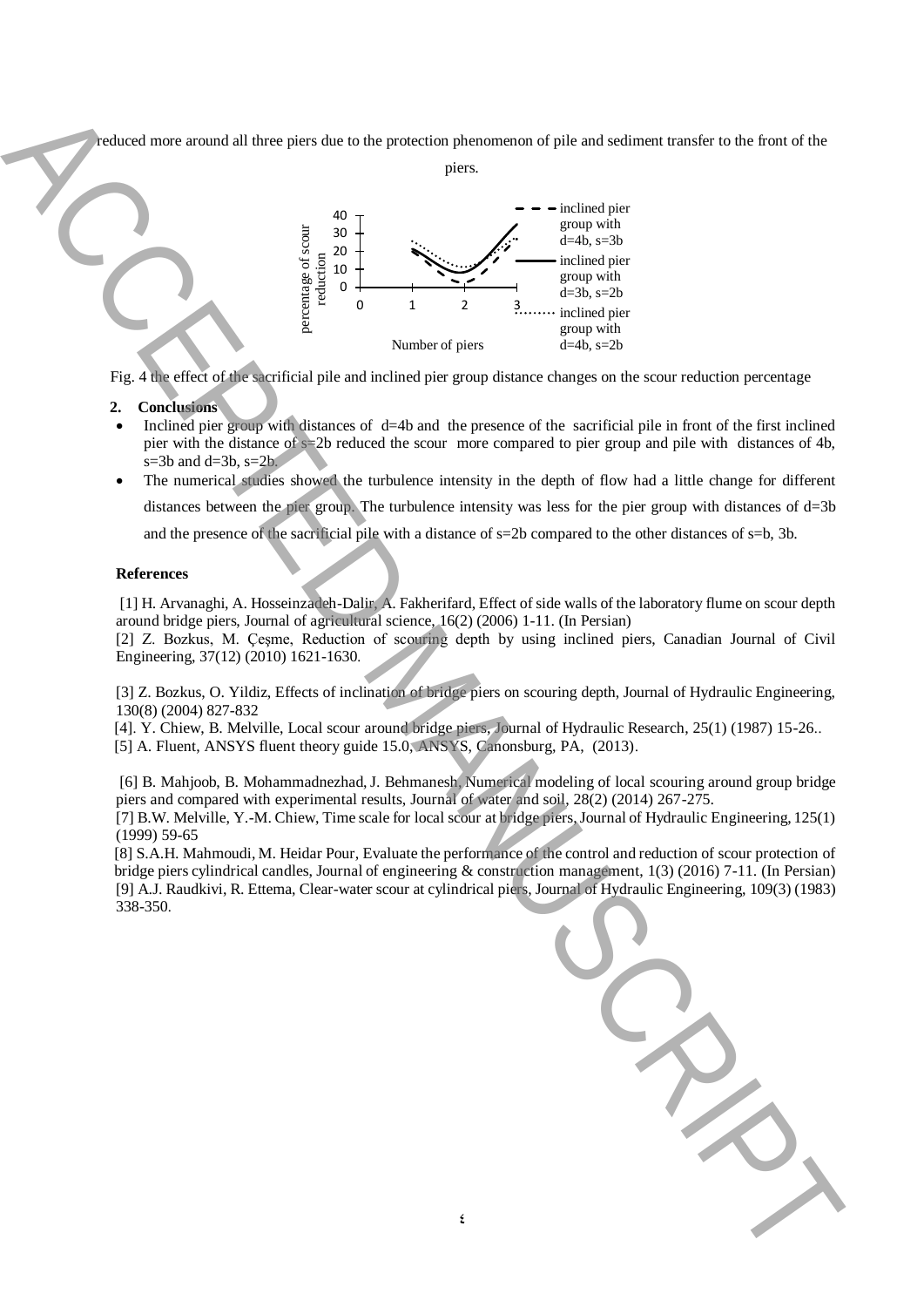reduced more around all three piers due to the protection phenomenon of pile and sediment transfer to the front of the piers.

40
30
20
10
0
percentage of scour reduction
0 1 2 3
Number of piers
inclined pier group with d=4b, s=3b
inclined pier group with d=3b, s=2b
inclined pier group with d=4b, s=2b

Fig. 4 the effect of the sacrificial pile and inclined pier group distance changes on the scour reduction percentage

## 2. Conclusions

- Inclined pier group with distances of d=4b and the presence of the sacrificial pile in front of the first inclined pier with the distance of s=2b reduced the scour more compared to pier group and pile with distances of 4b, s=3b and d=3b, s=2b.
- The numerical studies showed the turbulence intensity in the depth of flow had a little change for different distances between the pier group. The turbulence intensity was less for the pier group with distances of d=3b and the presence of the sacrificial pile with a distance of s=2b compared to the other distances of s=b, 3b.

### References

[1] H. Arvanaghi, A. Hosseinzadeh-Dalir, A. Fakherifard, Effect of side walls of the laboratory flume on scour depth around bridge piers, Journal of agricultural science, 16(2) (2006) 1-11. (In Persian)

[2] Z. Bozkus, M. Çeşme, Reduction of scouring depth by using inclined piers, Canadian Journal of Civil Engineering, 37(12) (2010) 1621-1630.

[3] Z. Bozkus, O. Yildiz, Effects of inclination of bridge piers on scouring depth, Journal of Hydraulic Engineering, 130(8) (2004) 827-832

[4]. Y. Chiew, B. Melville, Local scour around bridge piers, Journal of Hydraulic Research, 25(1) (1987) 15-26..

[5] A. Fluent, ANSYS fluent theory guide 15.0, ANSYS, Canonsburg, PA, (2013).

[6] B. Mahjoob, B. Mohammadnezhad, J. Behmanesh, Numerical modeling of local scouring around group bridge piers and compared with experimental results, Journal of water and soil, 28(2) (2014) 267-275.

[7] B.W. Melville, Y.-M. Chiew, Time scale for local scour at bridge piers, Journal of Hydraulic Engineering, 125(1) (1999) 59-65

[8] S.A.H. Mahmoudi, M. Heidar Pour, Evaluate the performance of the control and reduction of scour protection of bridge piers cylindrical candles, Journal of engineering & construction management, 1(3) (2016) 7-11. (In Persian)

[9] A.J. Raudkivi, R. Ettema, Clear-water scour at cylindrical piers, Journal of Hydraulic Engineering, 109(3) (1983) 338-350.